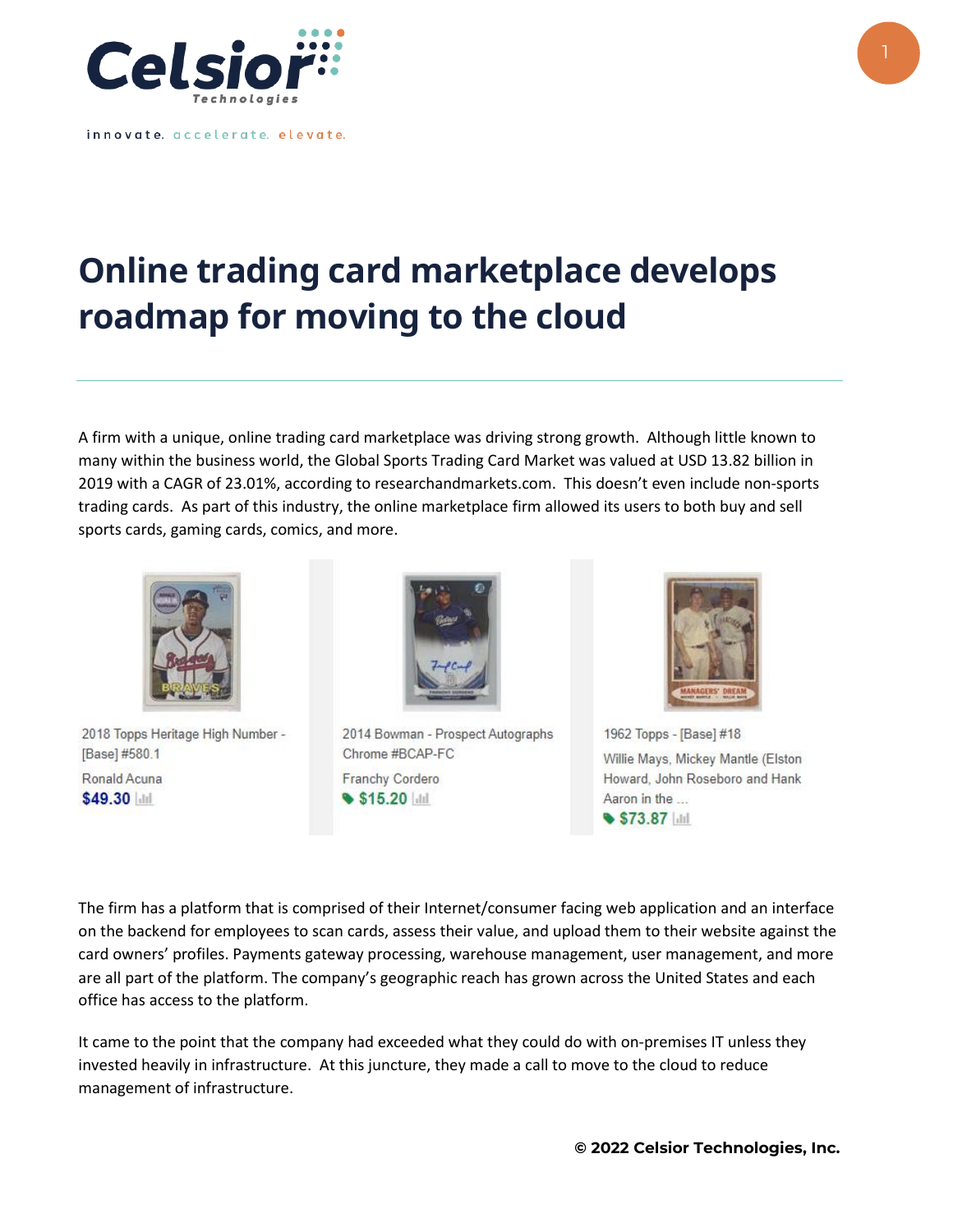# Online trading card marketplace develops roadmap for moving to the cloud

A firm with a unique, online trading card marketplace was driving strong growth. Although little known to many within the business world, the Global Sports Trading Card Market was valued at USD 13.82 billion in 2019 with a CAGR of 23.01%, according to researchandmarkets.com. This doesn't even include non-sports trading cards. As part of this industry, the online marketplace firm allowed its users to both buy and sell sports cards, gaming cards, comics, and more.

2018 Topps Heritage High Number - [Base] #580.1
Ronald Acuna
$49.30

2014 Bowman - Prospect Autographs Chrome #BCAP-FC
Franchy Cordero
$15.20

1962 Topps - [Base] #18
Willie Mays, Mickey Mantle (Elston Howard, John Roseboro and Hank Aaron in the ...
$73.87

The firm has a platform that is comprised of their Internet/consumer facing web application and an interface on the backend for employees to scan cards, assess their value, and upload them to their website against the card owners' profiles. Payments gateway processing, warehouse management, user management, and more are all part of the platform. The company's geographic reach has grown across the United States and each office has access to the platform.

It came to the point that the company had exceeded what they could do with on-premises IT unless they invested heavily in infrastructure. At this juncture, they made a call to move to the cloud to reduce management of infrastructure.

**© 2022 Celsior Technologies, Inc.**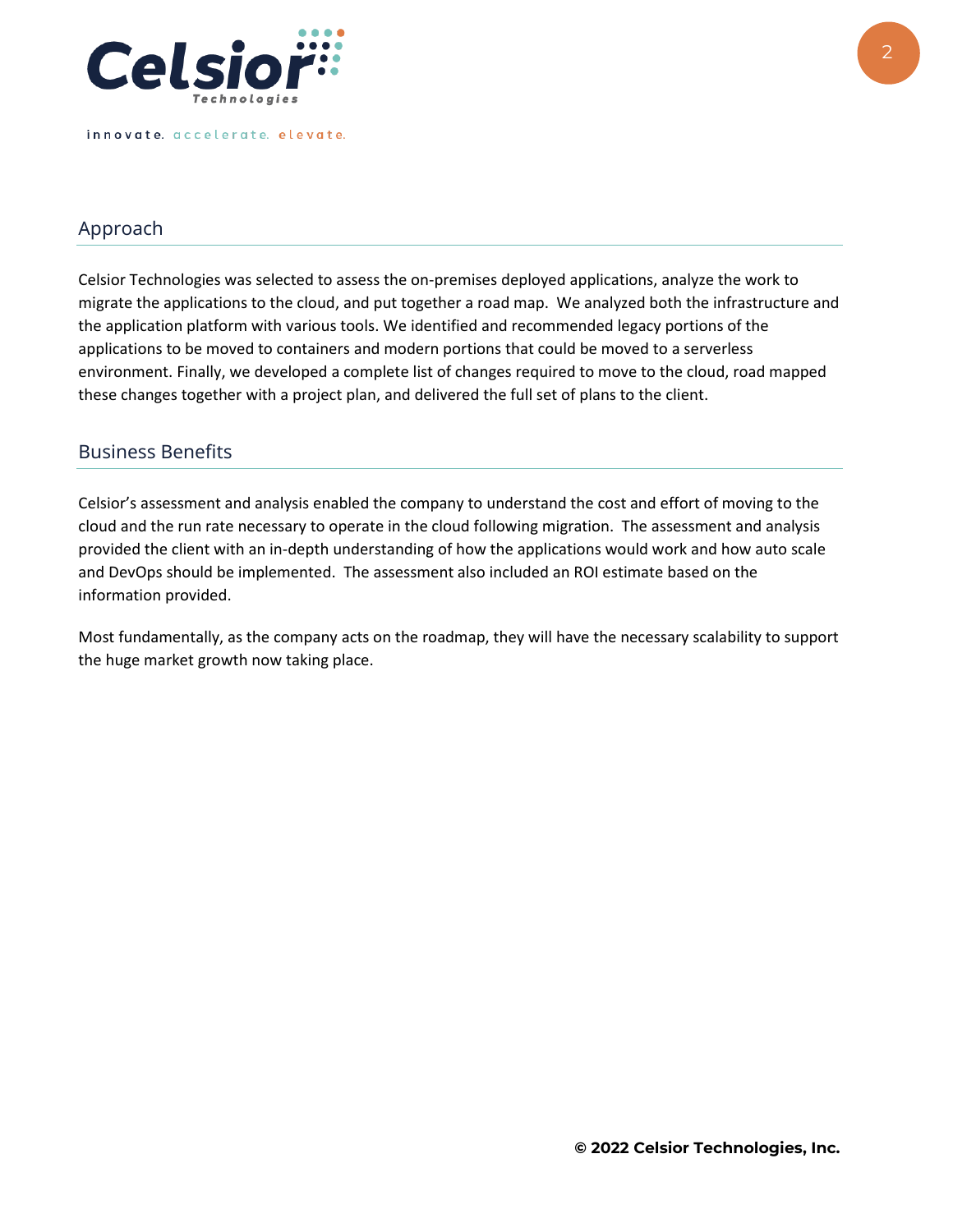## Approach

Celsior Technologies was selected to assess the on-premises deployed applications, analyze the work to migrate the applications to the cloud, and put together a road map. We analyzed both the infrastructure and the application platform with various tools. We identified and recommended legacy portions of the applications to be moved to containers and modern portions that could be moved to a serverless environment. Finally, we developed a complete list of changes required to move to the cloud, road mapped these changes together with a project plan, and delivered the full set of plans to the client.

## Business Benefits

Celsior's assessment and analysis enabled the company to understand the cost and effort of moving to the cloud and the run rate necessary to operate in the cloud following migration. The assessment and analysis provided the client with an in-depth understanding of how the applications would work and how auto scale and DevOps should be implemented. The assessment also included an ROI estimate based on the information provided.

Most fundamentally, as the company acts on the roadmap, they will have the necessary scalability to support the huge market growth now taking place.